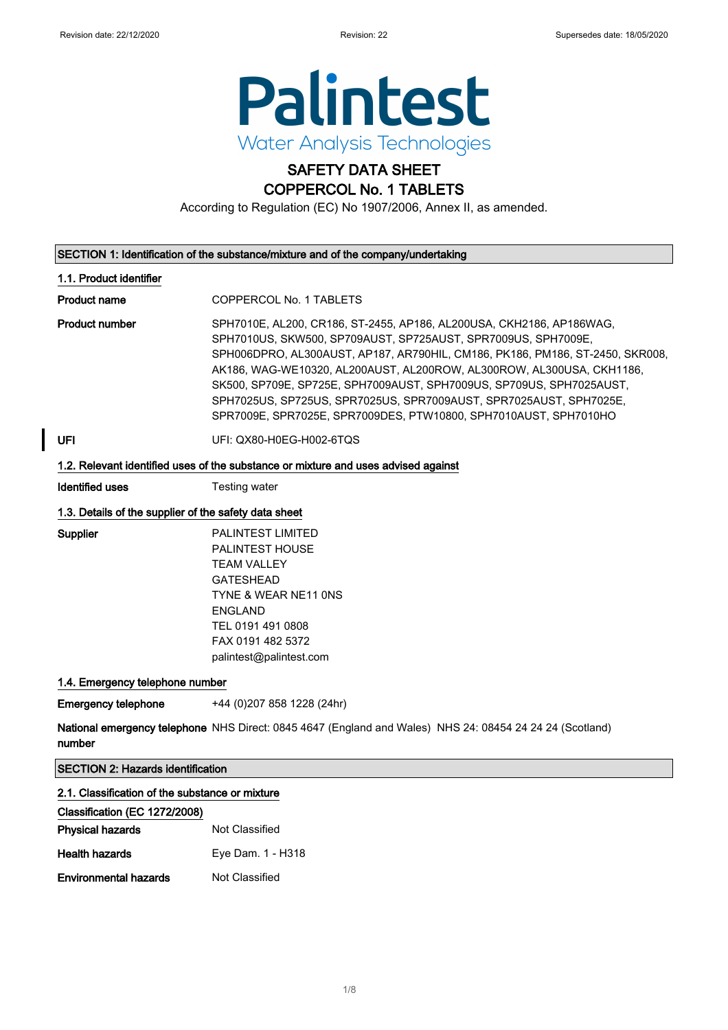Palintest

Water Analysis Technologies

# SAFETY DATA SHEET

# COPPERCOL No. 1 TABLETS

According to Regulation (EC) No 1907/2006, Annex II, as amended.

## SECTION 1: Identification of the substance/mixture and of the company/undertaking

### 1.1. Product identifier

**Product name** COPPERCOL No. 1 TABLETS

**Product number** SPH7010E, AL200, CR186, ST-2455, AP186, AL200USA, CKH2186, AP186WAG, SPH7010US, SKW500, SP709AUST, SP725AUST, SPR7009US, SPH7009E, SPH006DPRO, AL300AUST, AP187, AR790HIL, CM186, PK186, PM186, ST-2450, SKR008, AK186, WAG-WE10320, AL200AUST, AL200ROW, AL300ROW, AL300USA, CKH1186, SK500, SP709E, SP725E, SPH7009AUST, SPH7009US, SP709US, SPH7025AUST, SPH7025US, SP725US, SPR7025US, SPR7009AUST, SPR7025AUST, SPH7025E, SPR7009E, SPR7025E, SPR7009DES, PTW10800, SPH7010AUST, SPH7010HO

**UFI** UFI: QX80-H0EG-H002-6TQS

### 1.2. Relevant identified uses of the substance or mixture and uses advised against

**Identified uses** Testing water

### 1.3. Details of the supplier of the safety data sheet

**Supplier**
PALINTEST LIMITED
PALINTEST HOUSE
TEAM VALLEY
GATESHEAD
TYNE & WEAR NE11 0NS
ENGLAND
TEL 0191 491 0808
FAX 0191 482 5372
palintest@palintest.com

### 1.4. Emergency telephone number

**Emergency telephone** +44 (0)207 858 1228 (24hr)

**National emergency telephone number** NHS Direct: 0845 4647 (England and Wales) NHS 24: 08454 24 24 24 (Scotland)

## SECTION 2: Hazards identification

### 2.1. Classification of the substance or mixture

**Classification (EC 1272/2008)**

**Physical hazards** Not Classified

**Health hazards** Eye Dam. 1 - H318

**Environmental hazards** Not Classified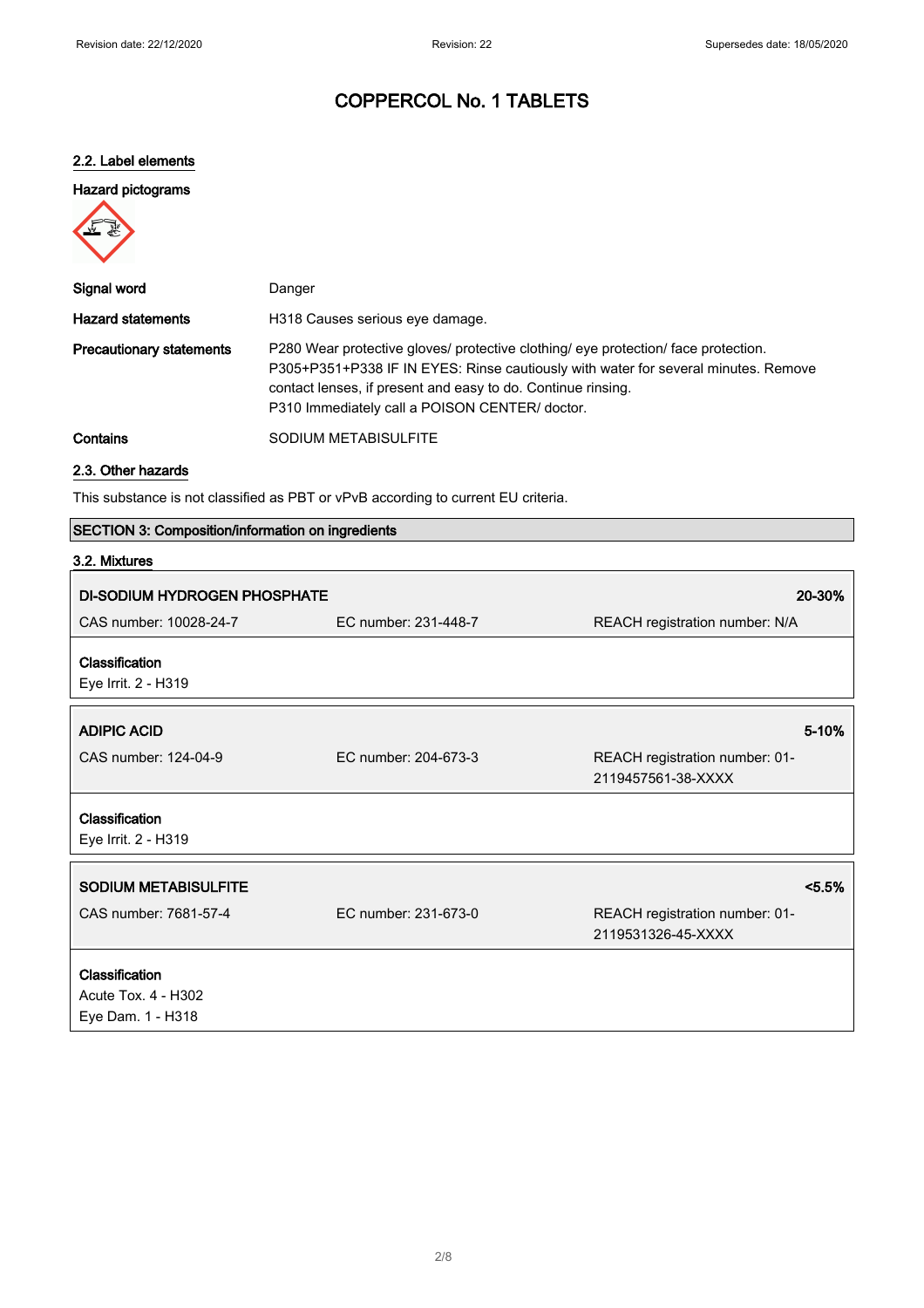## 2.2. Label elements

### Hazard pictograms

| | |
|---|---|
| **Signal word** | Danger |
| **Hazard statements** | H318 Causes serious eye damage. |
| **Precautionary statements** | P280 Wear protective gloves/ protective clothing/ eye protection/ face protection.<br>P305+P351+P338 IF IN EYES: Rinse cautiously with water for several minutes. Remove contact lenses, if present and easy to do. Continue rinsing.<br>P310 Immediately call a POISON CENTER/ doctor. |
| **Contains** | SODIUM METABISULFITE |

## 2.3. Other hazards

This substance is not classified as PBT or vPvB according to current EU criteria.

## SECTION 3: Composition/information on ingredients

### 3.2. Mixtures

| **DI-SODIUM HYDROGEN PHOSPHATE** | | **20-30%** |
|---|---|---|
| CAS number: 10028-24-7 | EC number: 231-448-7 | REACH registration number: N/A |

**Classification**
Eye Irrit. 2 - H319

| **ADIPIC ACID** | | **5-10%** |
|---|---|---|
| CAS number: 124-04-9 | EC number: 204-673-3 | REACH registration number: 01-2119457561-38-XXXX |

**Classification**
Eye Irrit. 2 - H319

| **SODIUM METABISULFITE** | | **<5.5%** |
|---|---|---|
| CAS number: 7681-57-4 | EC number: 231-673-0 | REACH registration number: 01-2119531326-45-XXXX |

**Classification**
Acute Tox. 4 - H302
Eye Dam. 1 - H318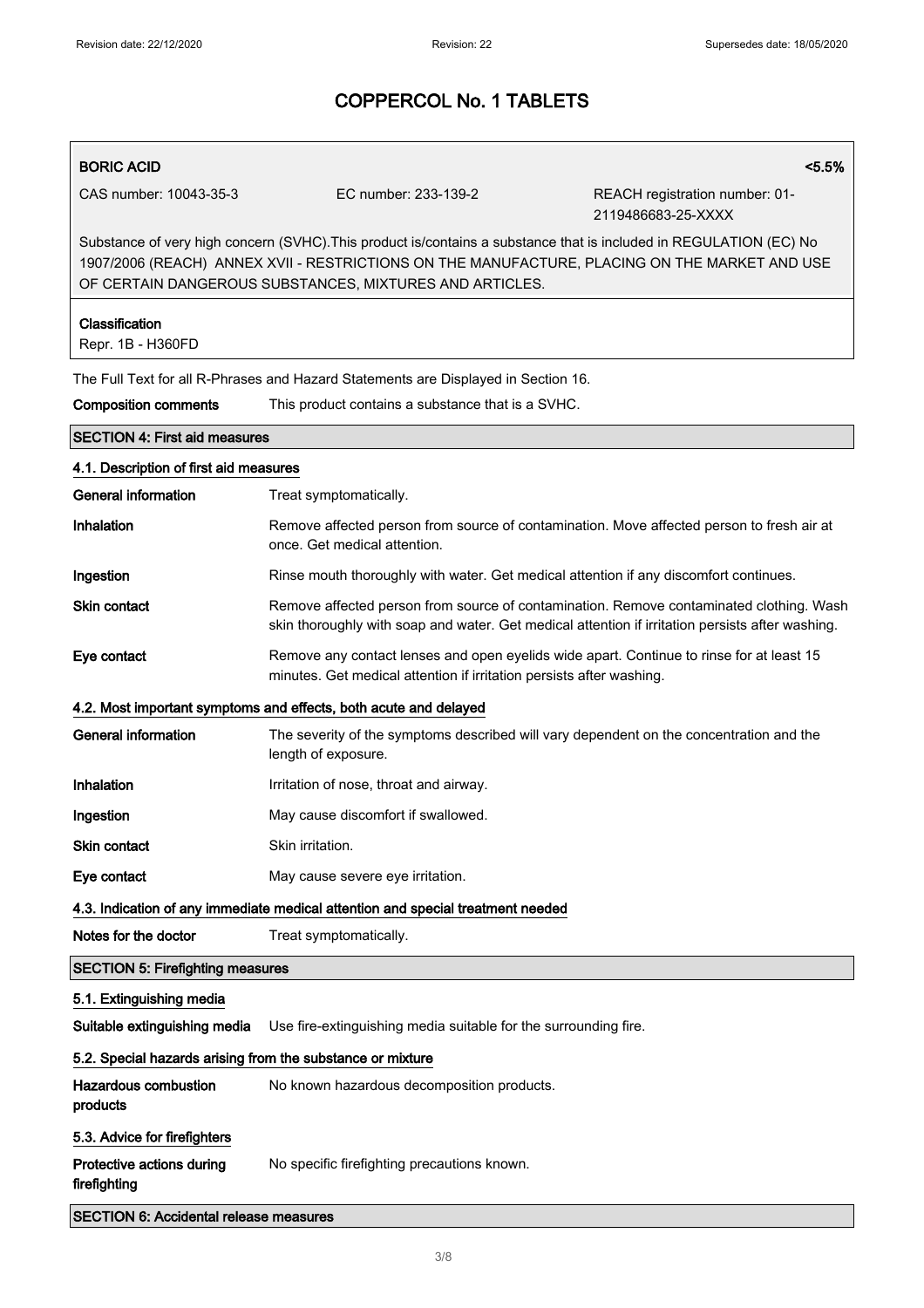# COPPERCOL No. 1 TABLETS

| **BORIC ACID** | | **<5.5%** |
|---|---|---|
| CAS number: 10043-35-3 | EC number: 233-139-2 | REACH registration number: 01-2119486683-25-XXXX |

Substance of very high concern (SVHC).This product is/contains a substance that is included in REGULATION (EC) No 1907/2006 (REACH) ANNEX XVII - RESTRICTIONS ON THE MANUFACTURE, PLACING ON THE MARKET AND USE OF CERTAIN DANGEROUS SUBSTANCES, MIXTURES AND ARTICLES.

**Classification**
Repr. 1B - H360FD

The Full Text for all R-Phrases and Hazard Statements are Displayed in Section 16.

**Composition comments** This product contains a substance that is a SVHC.

## SECTION 4: First aid measures

### 4.1. Description of first aid measures

**General information** Treat symptomatically.

**Inhalation** Remove affected person from source of contamination. Move affected person to fresh air at once. Get medical attention.

**Ingestion** Rinse mouth thoroughly with water. Get medical attention if any discomfort continues.

**Skin contact** Remove affected person from source of contamination. Remove contaminated clothing. Wash skin thoroughly with soap and water. Get medical attention if irritation persists after washing.

**Eye contact** Remove any contact lenses and open eyelids wide apart. Continue to rinse for at least 15 minutes. Get medical attention if irritation persists after washing.

### 4.2. Most important symptoms and effects, both acute and delayed

**General information** The severity of the symptoms described will vary dependent on the concentration and the length of exposure.

**Inhalation** Irritation of nose, throat and airway.

**Ingestion** May cause discomfort if swallowed.

**Skin contact** Skin irritation.

**Eye contact** May cause severe eye irritation.

### 4.3. Indication of any immediate medical attention and special treatment needed

**Notes for the doctor** Treat symptomatically.

## SECTION 5: Firefighting measures

### 5.1. Extinguishing media

**Suitable extinguishing media** Use fire-extinguishing media suitable for the surrounding fire.

### 5.2. Special hazards arising from the substance or mixture

**Hazardous combustion products** No known hazardous decomposition products.

### 5.3. Advice for firefighters

**Protective actions during firefighting** No specific firefighting precautions known.

## SECTION 6: Accidental release measures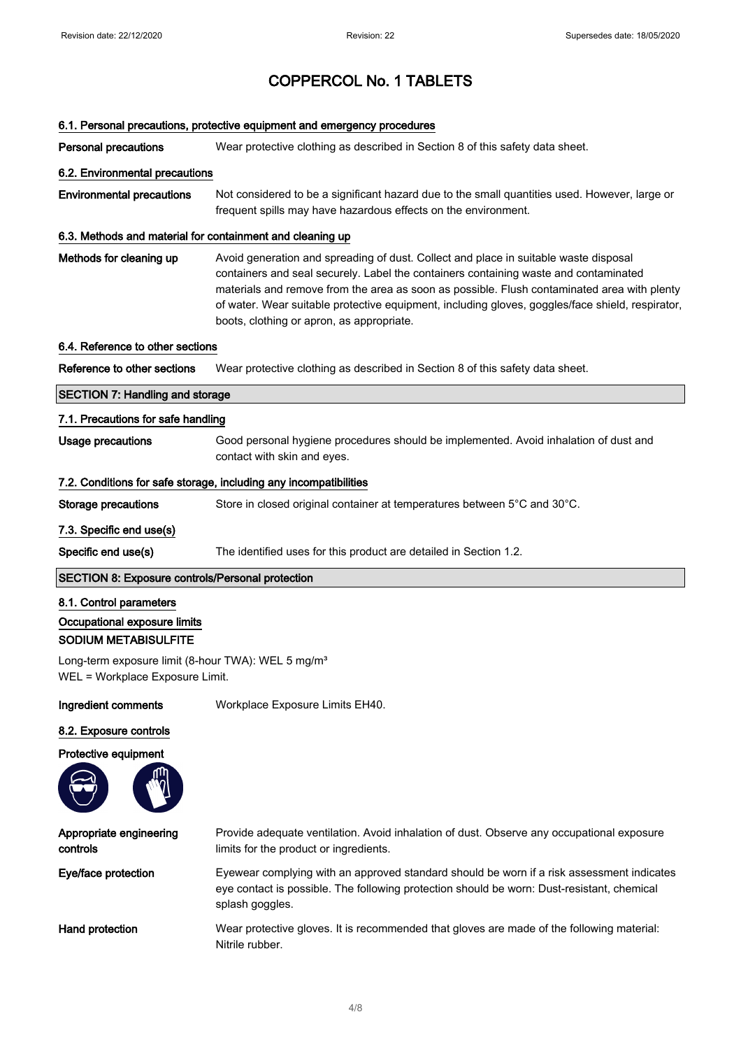# COPPERCOL No. 1 TABLETS

### 6.1. Personal precautions, protective equipment and emergency procedures

**Personal precautions** Wear protective clothing as described in Section 8 of this safety data sheet.

### 6.2. Environmental precautions

**Environmental precautions** Not considered to be a significant hazard due to the small quantities used. However, large or frequent spills may have hazardous effects on the environment.

### 6.3. Methods and material for containment and cleaning up

**Methods for cleaning up** Avoid generation and spreading of dust. Collect and place in suitable waste disposal containers and seal securely. Label the containers containing waste and contaminated materials and remove from the area as soon as possible. Flush contaminated area with plenty of water. Wear suitable protective equipment, including gloves, goggles/face shield, respirator, boots, clothing or apron, as appropriate.

### 6.4. Reference to other sections

**Reference to other sections** Wear protective clothing as described in Section 8 of this safety data sheet.

## SECTION 7: Handling and storage

### 7.1. Precautions for safe handling

**Usage precautions** Good personal hygiene procedures should be implemented. Avoid inhalation of dust and contact with skin and eyes.

### 7.2. Conditions for safe storage, including any incompatibilities

**Storage precautions** Store in closed original container at temperatures between 5°C and 30°C.

### 7.3. Specific end use(s)

**Specific end use(s)** The identified uses for this product are detailed in Section 1.2.

## SECTION 8: Exposure controls/Personal protection

### 8.1. Control parameters

**Occupational exposure limits**

**SODIUM METABISULFITE**

Long-term exposure limit (8-hour TWA): WEL 5 mg/m³
WEL = Workplace Exposure Limit.

**Ingredient comments** Workplace Exposure Limits EH40.

### 8.2. Exposure controls

**Protective equipment**

**Appropriate engineering controls** Provide adequate ventilation. Avoid inhalation of dust. Observe any occupational exposure limits for the product or ingredients.

**Eye/face protection** Eyewear complying with an approved standard should be worn if a risk assessment indicates eye contact is possible. The following protection should be worn: Dust-resistant, chemical splash goggles.

**Hand protection** Wear protective gloves. It is recommended that gloves are made of the following material: Nitrile rubber.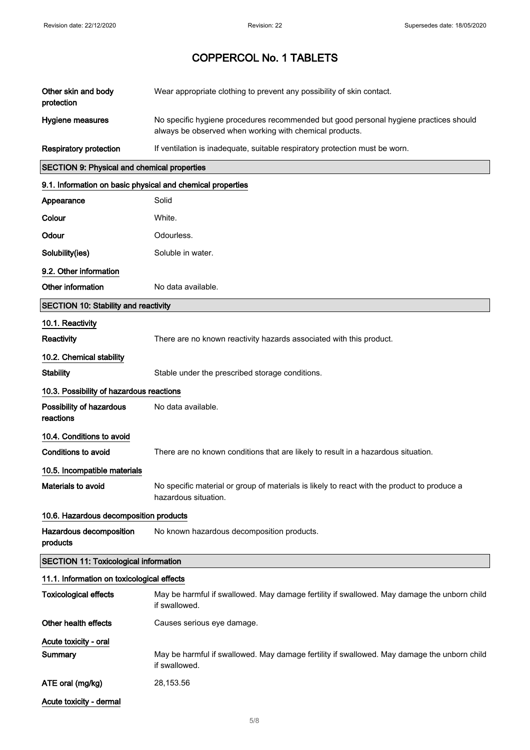# COPPERCOL No. 1 TABLETS

| | |
|---|---|
| **Other skin and body protection** | Wear appropriate clothing to prevent any possibility of skin contact. |
| **Hygiene measures** | No specific hygiene procedures recommended but good personal hygiene practices should always be observed when working with chemical products. |
| **Respiratory protection** | If ventilation is inadequate, suitable respiratory protection must be worn. |

## SECTION 9: Physical and chemical properties

### 9.1. Information on basic physical and chemical properties

| | |
|---|---|
| **Appearance** | Solid |
| **Colour** | White. |
| **Odour** | Odourless. |
| **Solubility(ies)** | Soluble in water. |

### 9.2. Other information

| | |
|---|---|
| **Other information** | No data available. |

## SECTION 10: Stability and reactivity

### 10.1. Reactivity

| | |
|---|---|
| **Reactivity** | There are no known reactivity hazards associated with this product. |

### 10.2. Chemical stability

| | |
|---|---|
| **Stability** | Stable under the prescribed storage conditions. |

### 10.3. Possibility of hazardous reactions

| | |
|---|---|
| **Possibility of hazardous reactions** | No data available. |

### 10.4. Conditions to avoid

| | |
|---|---|
| **Conditions to avoid** | There are no known conditions that are likely to result in a hazardous situation. |

### 10.5. Incompatible materials

| | |
|---|---|
| **Materials to avoid** | No specific material or group of materials is likely to react with the product to produce a hazardous situation. |

### 10.6. Hazardous decomposition products

| | |
|---|---|
| **Hazardous decomposition products** | No known hazardous decomposition products. |

## SECTION 11: Toxicological information

### 11.1. Information on toxicological effects

| | |
|---|---|
| **Toxicological effects** | May be harmful if swallowed. May damage fertility if swallowed. May damage the unborn child if swallowed. |
| **Other health effects** | Causes serious eye damage. |

**Acute toxicity - oral**

| | |
|---|---|
| **Summary** | May be harmful if swallowed. May damage fertility if swallowed. May damage the unborn child if swallowed. |
| **ATE oral (mg/kg)** | 28,153.56 |

**Acute toxicity - dermal**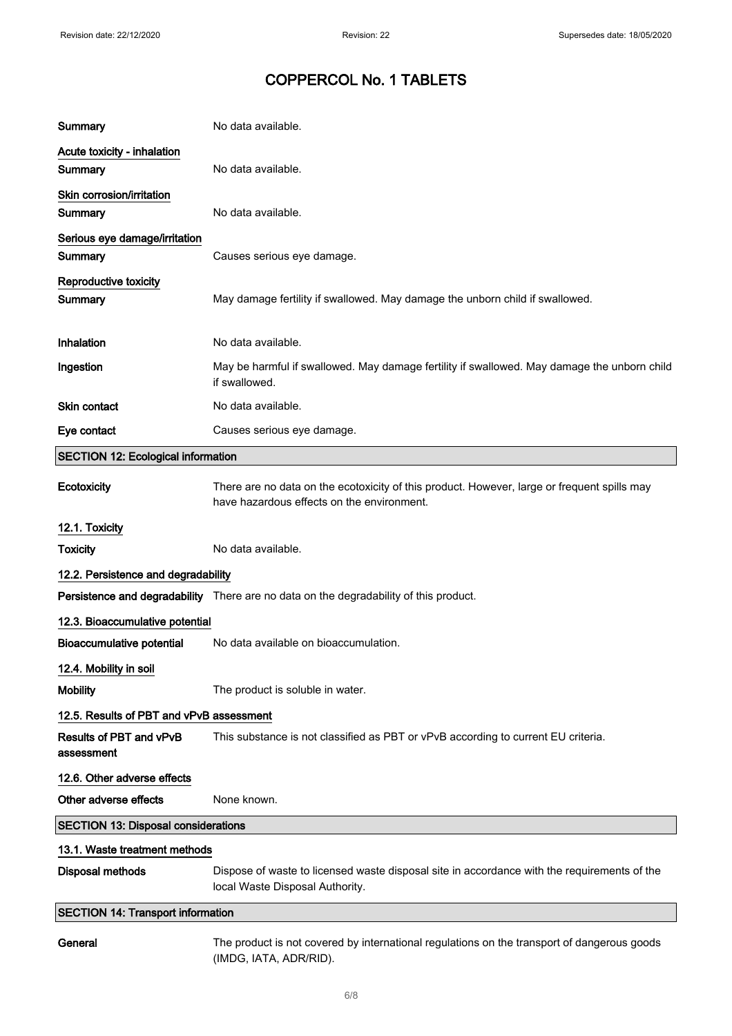# COPPERCOL No. 1 TABLETS

| | |
|---|---|
| **Summary** | No data available. |

**Acute toxicity - inhalation**

| | |
|---|---|
| **Summary** | No data available. |

**Skin corrosion/irritation**

| | |
|---|---|
| **Summary** | No data available. |

**Serious eye damage/irritation**

| | |
|---|---|
| **Summary** | Causes serious eye damage. |

**Reproductive toxicity**

| | |
|---|---|
| **Summary** | May damage fertility if swallowed. May damage the unborn child if swallowed. |

| | |
|---|---|
| **Inhalation** | No data available. |
| **Ingestion** | May be harmful if swallowed. May damage fertility if swallowed. May damage the unborn child if swallowed. |
| **Skin contact** | No data available. |
| **Eye contact** | Causes serious eye damage. |

## SECTION 12: Ecological information

| | |
|---|---|
| **Ecotoxicity** | There are no data on the ecotoxicity of this product. However, large or frequent spills may have hazardous effects on the environment. |

### 12.1. Toxicity

| | |
|---|---|
| **Toxicity** | No data available. |

### 12.2. Persistence and degradability

| | |
|---|---|
| **Persistence and degradability** | There are no data on the degradability of this product. |

### 12.3. Bioaccumulative potential

| | |
|---|---|
| **Bioaccumulative potential** | No data available on bioaccumulation. |

### 12.4. Mobility in soil

| | |
|---|---|
| **Mobility** | The product is soluble in water. |

### 12.5. Results of PBT and vPvB assessment

| | |
|---|---|
| **Results of PBT and vPvB assessment** | This substance is not classified as PBT or vPvB according to current EU criteria. |

### 12.6. Other adverse effects

| | |
|---|---|
| **Other adverse effects** | None known. |

## SECTION 13: Disposal considerations

### 13.1. Waste treatment methods

| | |
|---|---|
| **Disposal methods** | Dispose of waste to licensed waste disposal site in accordance with the requirements of the local Waste Disposal Authority. |

## SECTION 14: Transport information

| | |
|---|---|
| **General** | The product is not covered by international regulations on the transport of dangerous goods (IMDG, IATA, ADR/RID). |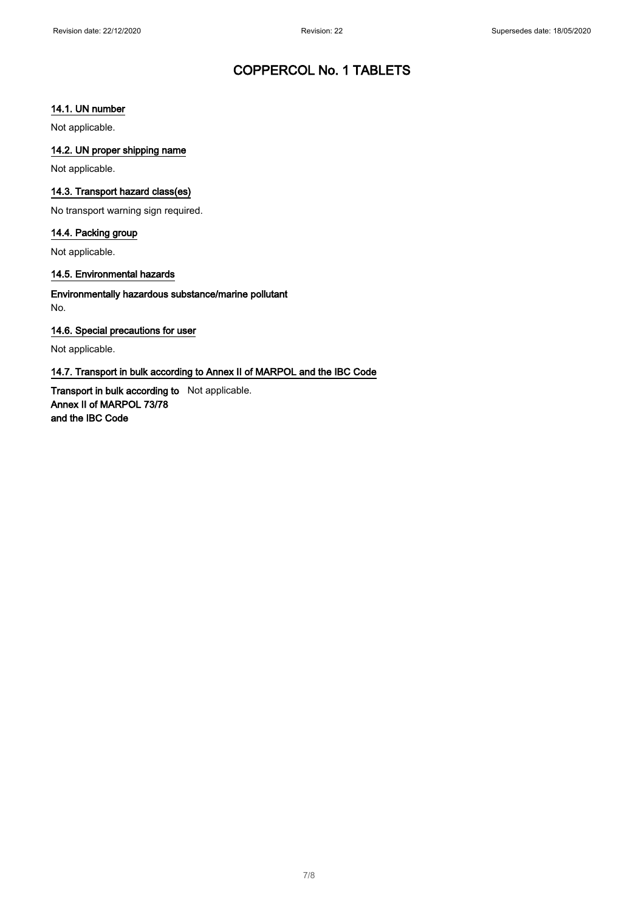# COPPERCOL No. 1 TABLETS

### 14.1. UN number

Not applicable.

### 14.2. UN proper shipping name

Not applicable.

### 14.3. Transport hazard class(es)

No transport warning sign required.

### 14.4. Packing group

Not applicable.

### 14.5. Environmental hazards

**Environmentally hazardous substance/marine pollutant**

No.

### 14.6. Special precautions for user

Not applicable.

### 14.7. Transport in bulk according to Annex II of MARPOL and the IBC Code

**Transport in bulk according to Annex II of MARPOL 73/78 and the IBC Code** Not applicable.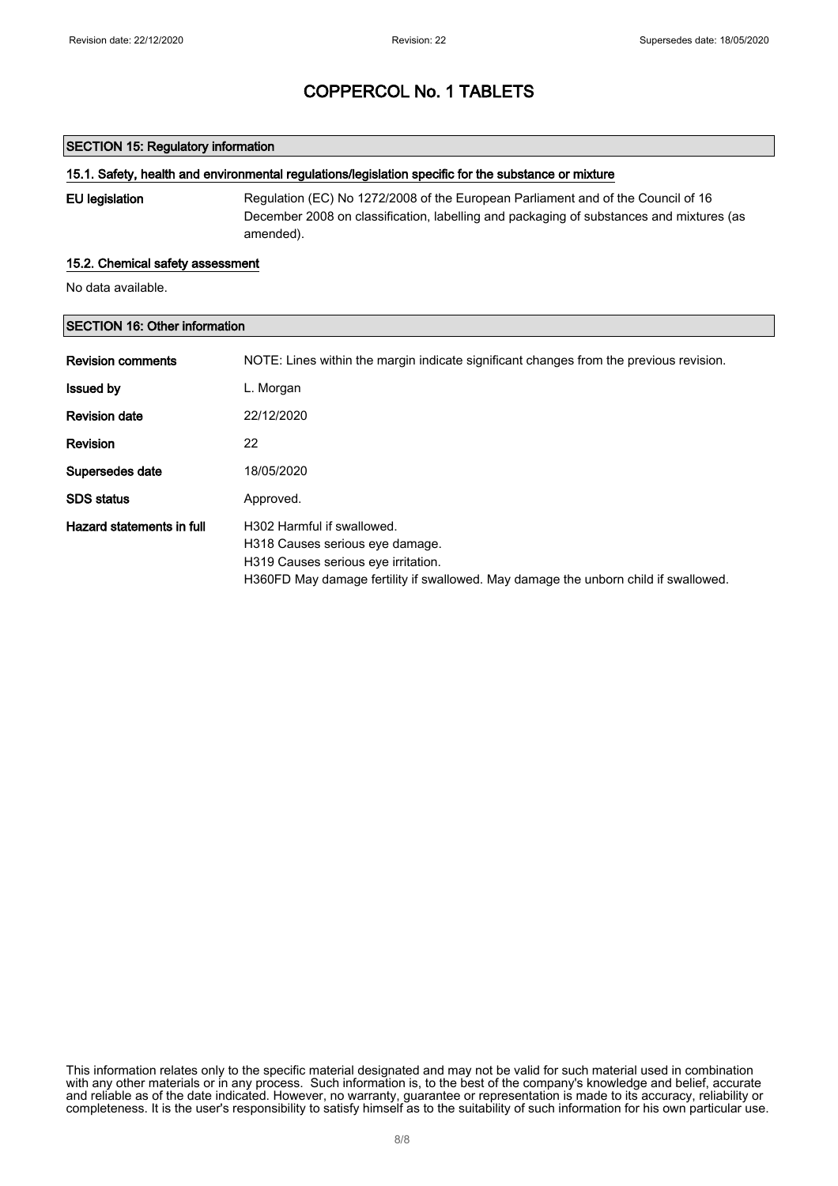# COPPERCOL No. 1 TABLETS

## SECTION 15: Regulatory information

### 15.1. Safety, health and environmental regulations/legislation specific for the substance or mixture

**EU legislation** Regulation (EC) No 1272/2008 of the European Parliament and of the Council of 16 December 2008 on classification, labelling and packaging of substances and mixtures (as amended).

### 15.2. Chemical safety assessment

No data available.

## SECTION 16: Other information

| | |
|---|---|
| **Revision comments** | NOTE: Lines within the margin indicate significant changes from the previous revision. |
| **Issued by** | L. Morgan |
| **Revision date** | 22/12/2020 |
| **Revision** | 22 |
| **Supersedes date** | 18/05/2020 |
| **SDS status** | Approved. |
| **Hazard statements in full** | H302 Harmful if swallowed.<br>H318 Causes serious eye damage.<br>H319 Causes serious eye irritation.<br>H360FD May damage fertility if swallowed. May damage the unborn child if swallowed. |

This information relates only to the specific material designated and may not be valid for such material used in combination with any other materials or in any process. Such information is, to the best of the company's knowledge and belief, accurate and reliable as of the date indicated. However, no warranty, guarantee or representation is made to its accuracy, reliability or completeness. It is the user's responsibility to satisfy himself as to the suitability of such information for his own particular use.